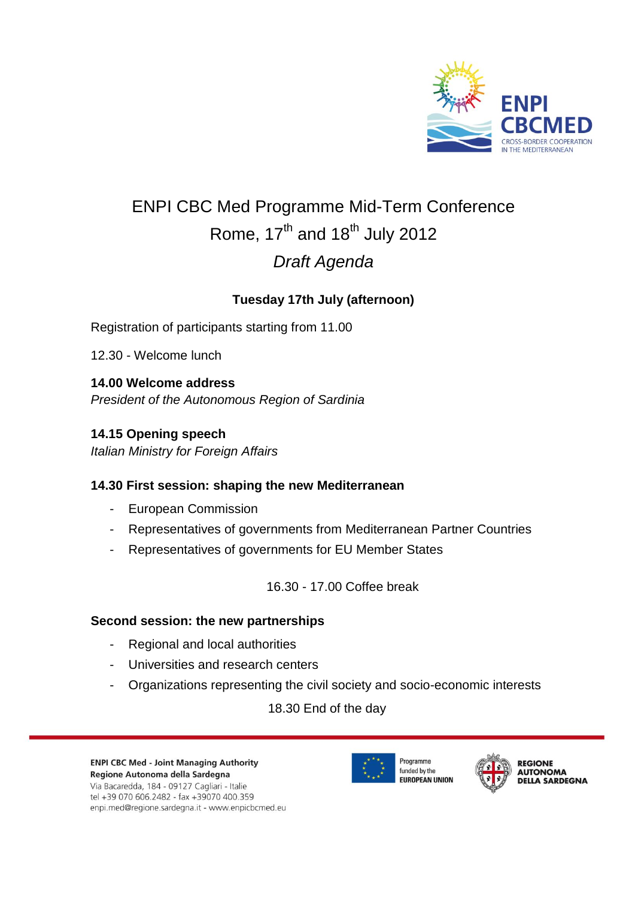# ENPI CBC Med Programme Mid-Term Conference

## Rome, 17th and 18th July 2012

## *Draft Agenda*

### Tuesday 17th July (afternoon)

Registration of participants starting from 11.00

12.30 - Welcome lunch

**14.00 Welcome address**
*President of the Autonomous Region of Sardinia*

**14.15 Opening speech**
*Italian Ministry for Foreign Affairs*

**14.30 First session: shaping the new Mediterranean**

- European Commission
- Representatives of governments from Mediterranean Partner Countries
- Representatives of governments for EU Member States

16.30 - 17.00 Coffee break

**Second session: the new partnerships**

- Regional and local authorities
- Universities and research centers
- Organizations representing the civil society and socio-economic interests

18.30 End of the day

---

**ENPI CBC Med - Joint Managing Authority**
**Regione Autonoma della Sardegna**
Via Bacaredda, 184 - 09127 Cagliari - Italie
tel +39 070 606.2482 - fax +39070 400.359
enpi.med@regione.sardegna.it - www.enpicbcmed.eu

Programme funded by the **EUROPEAN UNION**

**REGIONE AUTONOMA DELLA SARDEGNA**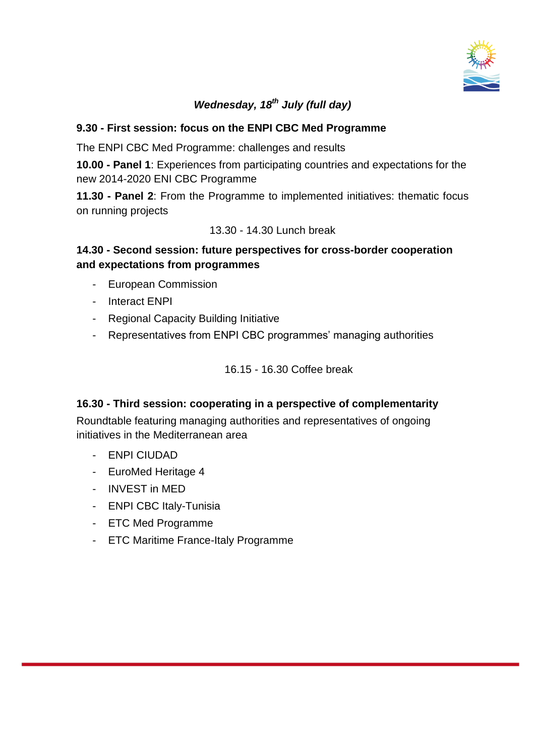***Wednesday, 18th July (full day)***

**9.30 - First session: focus on the ENPI CBC Med Programme**

The ENPI CBC Med Programme: challenges and results

**10.00 - Panel 1**: Experiences from participating countries and expectations for the new 2014-2020 ENI CBC Programme

**11.30 - Panel 2**: From the Programme to implemented initiatives: thematic focus on running projects

13.30 - 14.30 Lunch break

**14.30 - Second session: future perspectives for cross-border cooperation and expectations from programmes**

- European Commission
- Interact ENPI
- Regional Capacity Building Initiative
- Representatives from ENPI CBC programmes' managing authorities

16.15 - 16.30 Coffee break

**16.30 - Third session: cooperating in a perspective of complementarity**

Roundtable featuring managing authorities and representatives of ongoing initiatives in the Mediterranean area

- ENPI CIUDAD
- EuroMed Heritage 4
- INVEST in MED
- ENPI CBC Italy-Tunisia
- ETC Med Programme
- ETC Maritime France-Italy Programme